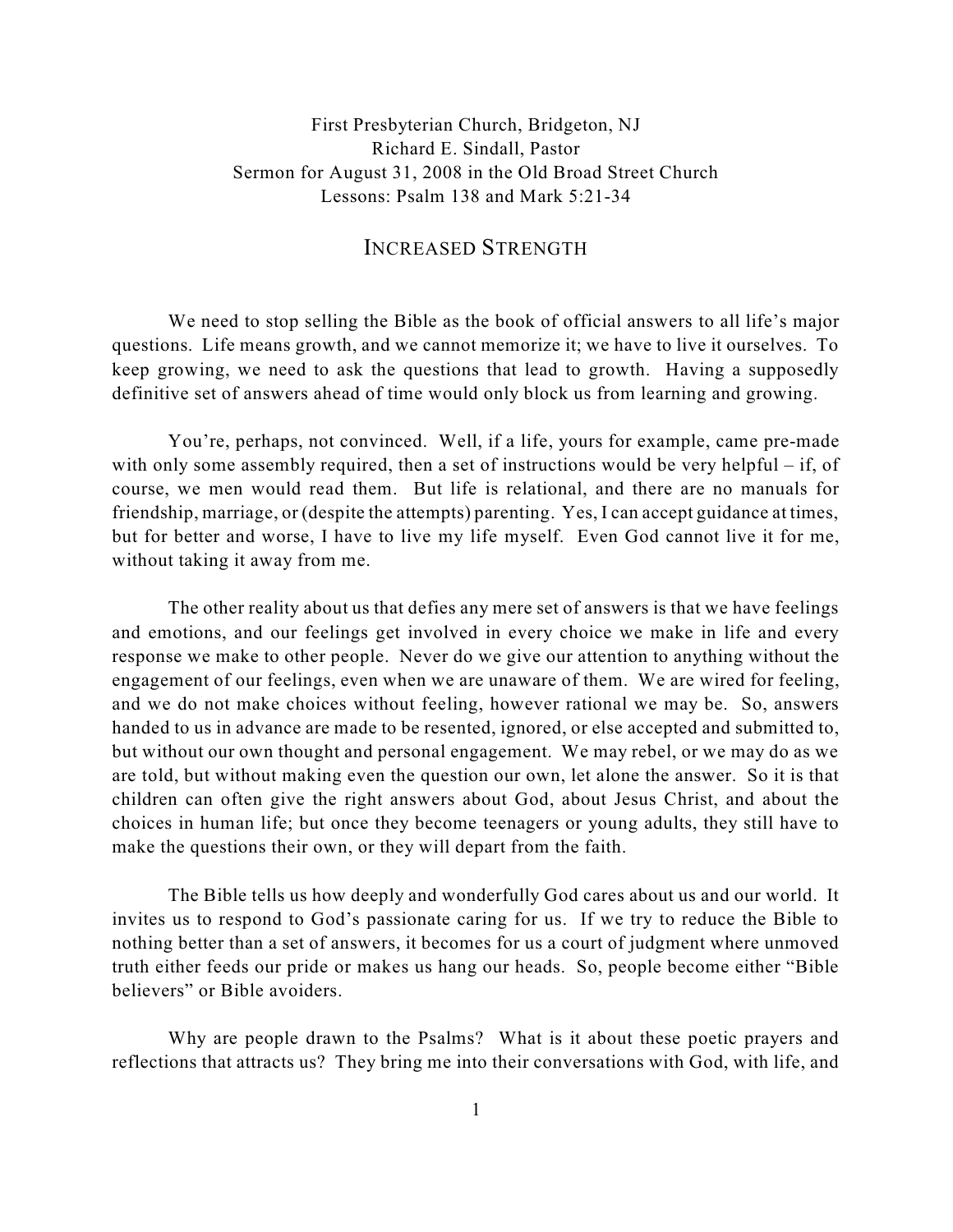First Presbyterian Church, Bridgeton, NJ
Richard E. Sindall, Pastor
Sermon for August 31, 2008 in the Old Broad Street Church
Lessons: Psalm 138 and Mark 5:21-34

# INCREASED STRENGTH

We need to stop selling the Bible as the book of official answers to all life's major questions. Life means growth, and we cannot memorize it; we have to live it ourselves. To keep growing, we need to ask the questions that lead to growth. Having a supposedly definitive set of answers ahead of time would only block us from learning and growing.

You're, perhaps, not convinced. Well, if a life, yours for example, came pre-made with only some assembly required, then a set of instructions would be very helpful – if, of course, we men would read them. But life is relational, and there are no manuals for friendship, marriage, or (despite the attempts) parenting. Yes, I can accept guidance at times, but for better and worse, I have to live my life myself. Even God cannot live it for me, without taking it away from me.

The other reality about us that defies any mere set of answers is that we have feelings and emotions, and our feelings get involved in every choice we make in life and every response we make to other people. Never do we give our attention to anything without the engagement of our feelings, even when we are unaware of them. We are wired for feeling, and we do not make choices without feeling, however rational we may be. So, answers handed to us in advance are made to be resented, ignored, or else accepted and submitted to, but without our own thought and personal engagement. We may rebel, or we may do as we are told, but without making even the question our own, let alone the answer. So it is that children can often give the right answers about God, about Jesus Christ, and about the choices in human life; but once they become teenagers or young adults, they still have to make the questions their own, or they will depart from the faith.

The Bible tells us how deeply and wonderfully God cares about us and our world. It invites us to respond to God's passionate caring for us. If we try to reduce the Bible to nothing better than a set of answers, it becomes for us a court of judgment where unmoved truth either feeds our pride or makes us hang our heads. So, people become either "Bible believers" or Bible avoiders.

Why are people drawn to the Psalms? What is it about these poetic prayers and reflections that attracts us? They bring me into their conversations with God, with life, and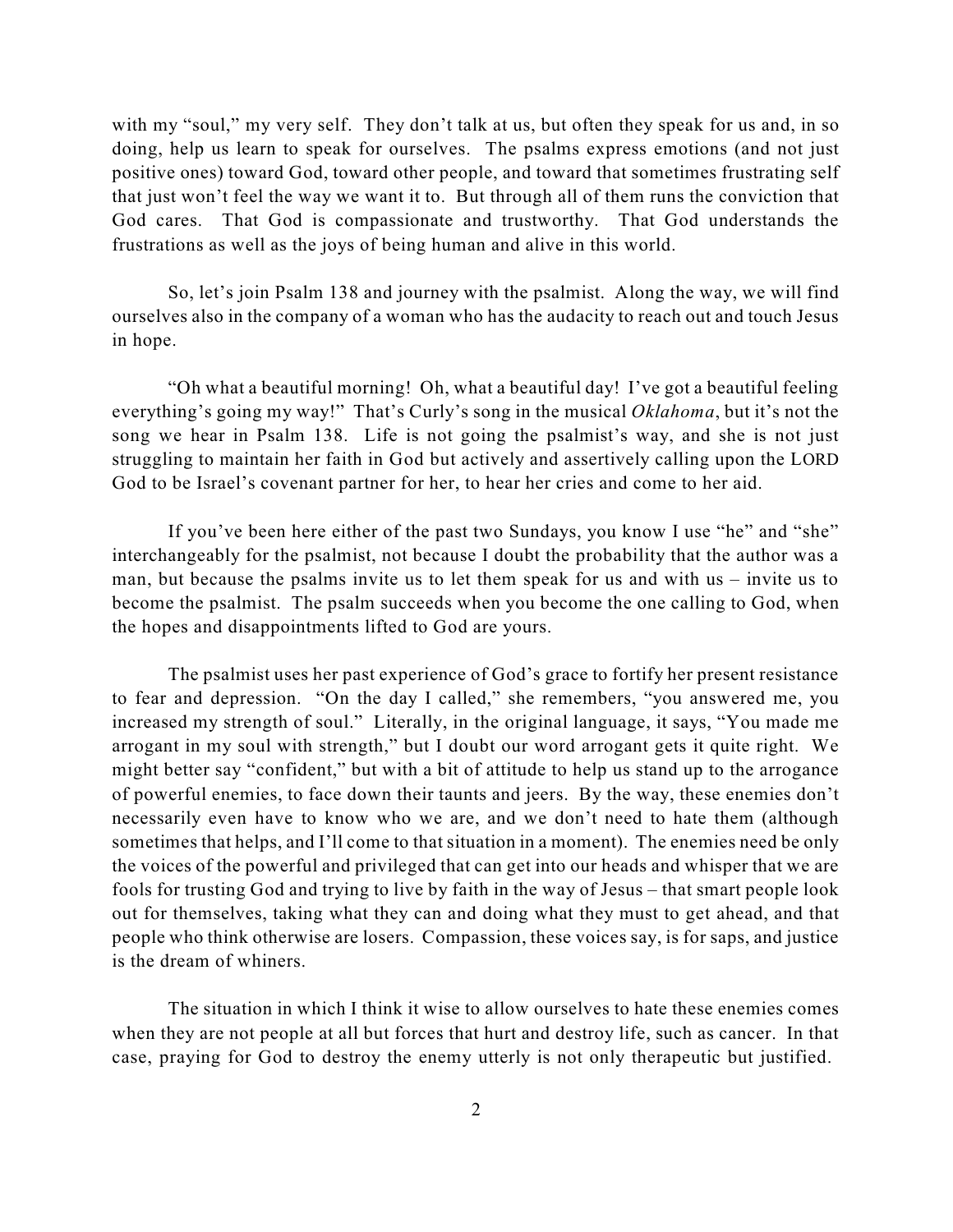with my "soul," my very self. They don't talk at us, but often they speak for us and, in so doing, help us learn to speak for ourselves. The psalms express emotions (and not just positive ones) toward God, toward other people, and toward that sometimes frustrating self that just won't feel the way we want it to. But through all of them runs the conviction that God cares. That God is compassionate and trustworthy. That God understands the frustrations as well as the joys of being human and alive in this world.

So, let's join Psalm 138 and journey with the psalmist. Along the way, we will find ourselves also in the company of a woman who has the audacity to reach out and touch Jesus in hope.

"Oh what a beautiful morning! Oh, what a beautiful day! I've got a beautiful feeling everything's going my way!" That's Curly's song in the musical *Oklahoma*, but it's not the song we hear in Psalm 138. Life is not going the psalmist's way, and she is not just struggling to maintain her faith in God but actively and assertively calling upon the LORD God to be Israel's covenant partner for her, to hear her cries and come to her aid.

If you've been here either of the past two Sundays, you know I use "he" and "she" interchangeably for the psalmist, not because I doubt the probability that the author was a man, but because the psalms invite us to let them speak for us and with us – invite us to become the psalmist. The psalm succeeds when you become the one calling to God, when the hopes and disappointments lifted to God are yours.

The psalmist uses her past experience of God's grace to fortify her present resistance to fear and depression. "On the day I called," she remembers, "you answered me, you increased my strength of soul." Literally, in the original language, it says, "You made me arrogant in my soul with strength," but I doubt our word arrogant gets it quite right. We might better say "confident," but with a bit of attitude to help us stand up to the arrogance of powerful enemies, to face down their taunts and jeers. By the way, these enemies don't necessarily even have to know who we are, and we don't need to hate them (although sometimes that helps, and I'll come to that situation in a moment). The enemies need be only the voices of the powerful and privileged that can get into our heads and whisper that we are fools for trusting God and trying to live by faith in the way of Jesus – that smart people look out for themselves, taking what they can and doing what they must to get ahead, and that people who think otherwise are losers. Compassion, these voices say, is for saps, and justice is the dream of whiners.

The situation in which I think it wise to allow ourselves to hate these enemies comes when they are not people at all but forces that hurt and destroy life, such as cancer. In that case, praying for God to destroy the enemy utterly is not only therapeutic but justified.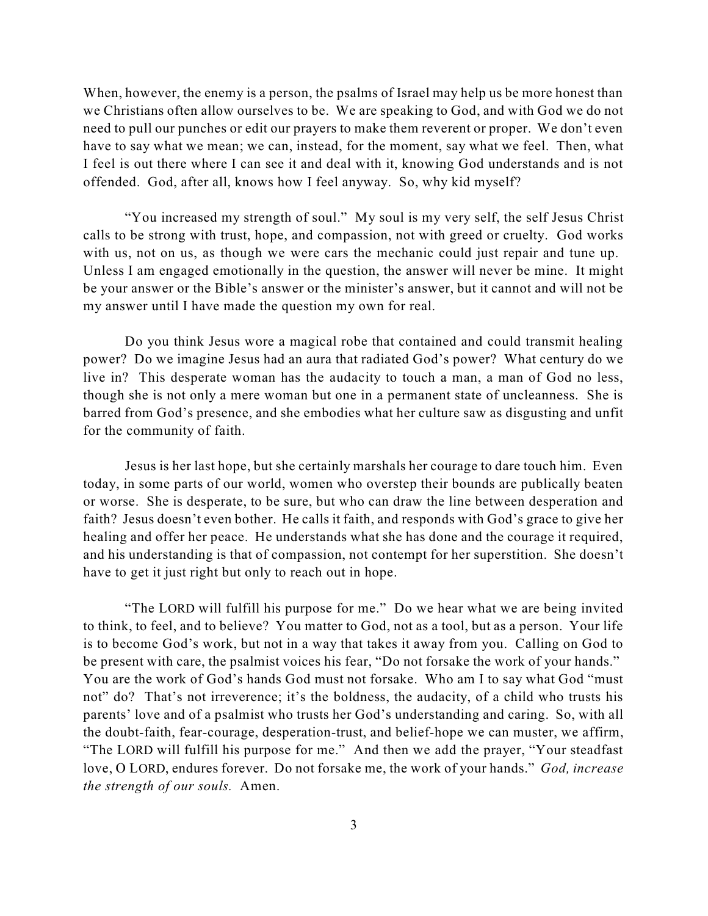When, however, the enemy is a person, the psalms of Israel may help us be more honest than we Christians often allow ourselves to be. We are speaking to God, and with God we do not need to pull our punches or edit our prayers to make them reverent or proper. We don't even have to say what we mean; we can, instead, for the moment, say what we feel. Then, what I feel is out there where I can see it and deal with it, knowing God understands and is not offended. God, after all, knows how I feel anyway. So, why kid myself?

"You increased my strength of soul." My soul is my very self, the self Jesus Christ calls to be strong with trust, hope, and compassion, not with greed or cruelty. God works with us, not on us, as though we were cars the mechanic could just repair and tune up. Unless I am engaged emotionally in the question, the answer will never be mine. It might be your answer or the Bible's answer or the minister's answer, but it cannot and will not be my answer until I have made the question my own for real.

Do you think Jesus wore a magical robe that contained and could transmit healing power? Do we imagine Jesus had an aura that radiated God's power? What century do we live in? This desperate woman has the audacity to touch a man, a man of God no less, though she is not only a mere woman but one in a permanent state of uncleanness. She is barred from God's presence, and she embodies what her culture saw as disgusting and unfit for the community of faith.

Jesus is her last hope, but she certainly marshals her courage to dare touch him. Even today, in some parts of our world, women who overstep their bounds are publically beaten or worse. She is desperate, to be sure, but who can draw the line between desperation and faith? Jesus doesn't even bother. He calls it faith, and responds with God's grace to give her healing and offer her peace. He understands what she has done and the courage it required, and his understanding is that of compassion, not contempt for her superstition. She doesn't have to get it just right but only to reach out in hope.

"The LORD will fulfill his purpose for me." Do we hear what we are being invited to think, to feel, and to believe? You matter to God, not as a tool, but as a person. Your life is to become God's work, but not in a way that takes it away from you. Calling on God to be present with care, the psalmist voices his fear, "Do not forsake the work of your hands." You are the work of God's hands God must not forsake. Who am I to say what God "must not" do? That's not irreverence; it's the boldness, the audacity, of a child who trusts his parents' love and of a psalmist who trusts her God's understanding and caring. So, with all the doubt-faith, fear-courage, desperation-trust, and belief-hope we can muster, we affirm, "The LORD will fulfill his purpose for me." And then we add the prayer, "Your steadfast love, O LORD, endures forever. Do not forsake me, the work of your hands." *God, increase the strength of our souls.* Amen.